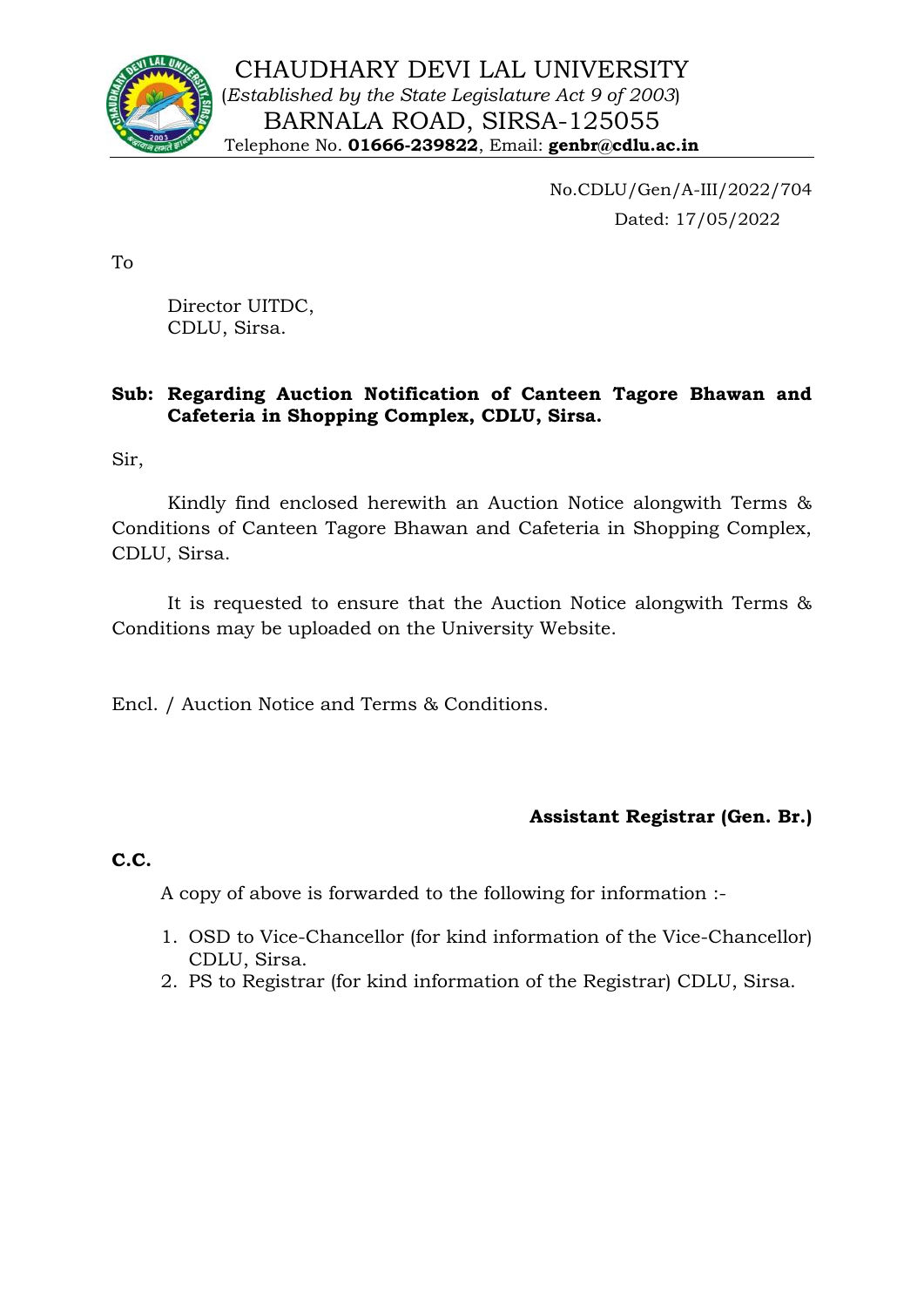# CHAUDHARY DEVI LAL UNIVERSITY

(*Established by the State Legislature Act 9 of 2003*)

BARNALA ROAD, SIRSA-125055

Telephone No. **01666-239822**, Email: **genbr@cdlu.ac.in**

No.CDLU/Gen/A-III/2022/704

Dated: 17/05/2022

To

Director UITDC,
CDLU, Sirsa.

**Sub: Regarding Auction Notification of Canteen Tagore Bhawan and Cafeteria in Shopping Complex, CDLU, Sirsa.**

Sir,

Kindly find enclosed herewith an Auction Notice alongwith Terms & Conditions of Canteen Tagore Bhawan and Cafeteria in Shopping Complex, CDLU, Sirsa.

It is requested to ensure that the Auction Notice alongwith Terms & Conditions may be uploaded on the University Website.

Encl. / Auction Notice and Terms & Conditions.

**Assistant Registrar (Gen. Br.)**

**C.C.**

A copy of above is forwarded to the following for information :-

1. OSD to Vice-Chancellor (for kind information of the Vice-Chancellor) CDLU, Sirsa.
2. PS to Registrar (for kind information of the Registrar) CDLU, Sirsa.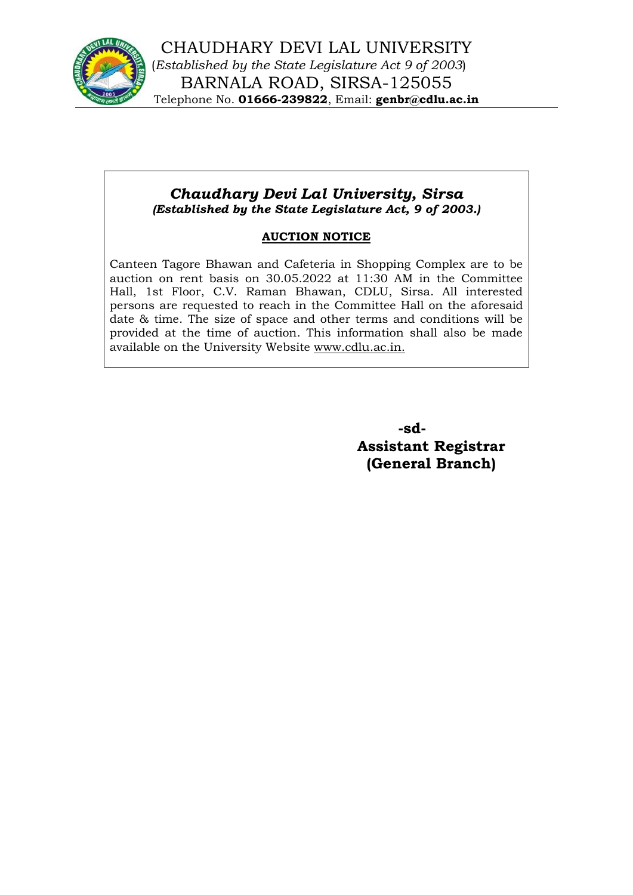CHAUDHARY DEVI LAL UNIVERSITY
(*Established by the State Legislature Act 9 of 2003*)
BARNALA ROAD, SIRSA-125055
Telephone No. **01666-239822**, Email: **genbr@cdlu.ac.in**

## *Chaudhary Devi Lal University, Sirsa*
***(Established by the State Legislature Act, 9 of 2003.)***

### AUCTION NOTICE

Canteen Tagore Bhawan and Cafeteria in Shopping Complex are to be auction on rent basis on 30.05.2022 at 11:30 AM in the Committee Hall, 1st Floor, C.V. Raman Bhawan, CDLU, Sirsa. All interested persons are requested to reach in the Committee Hall on the aforesaid date & time. The size of space and other terms and conditions will be provided at the time of auction. This information shall also be made available on the University Website www.cdlu.ac.in.

**-sd-**
**Assistant Registrar**
**(General Branch)**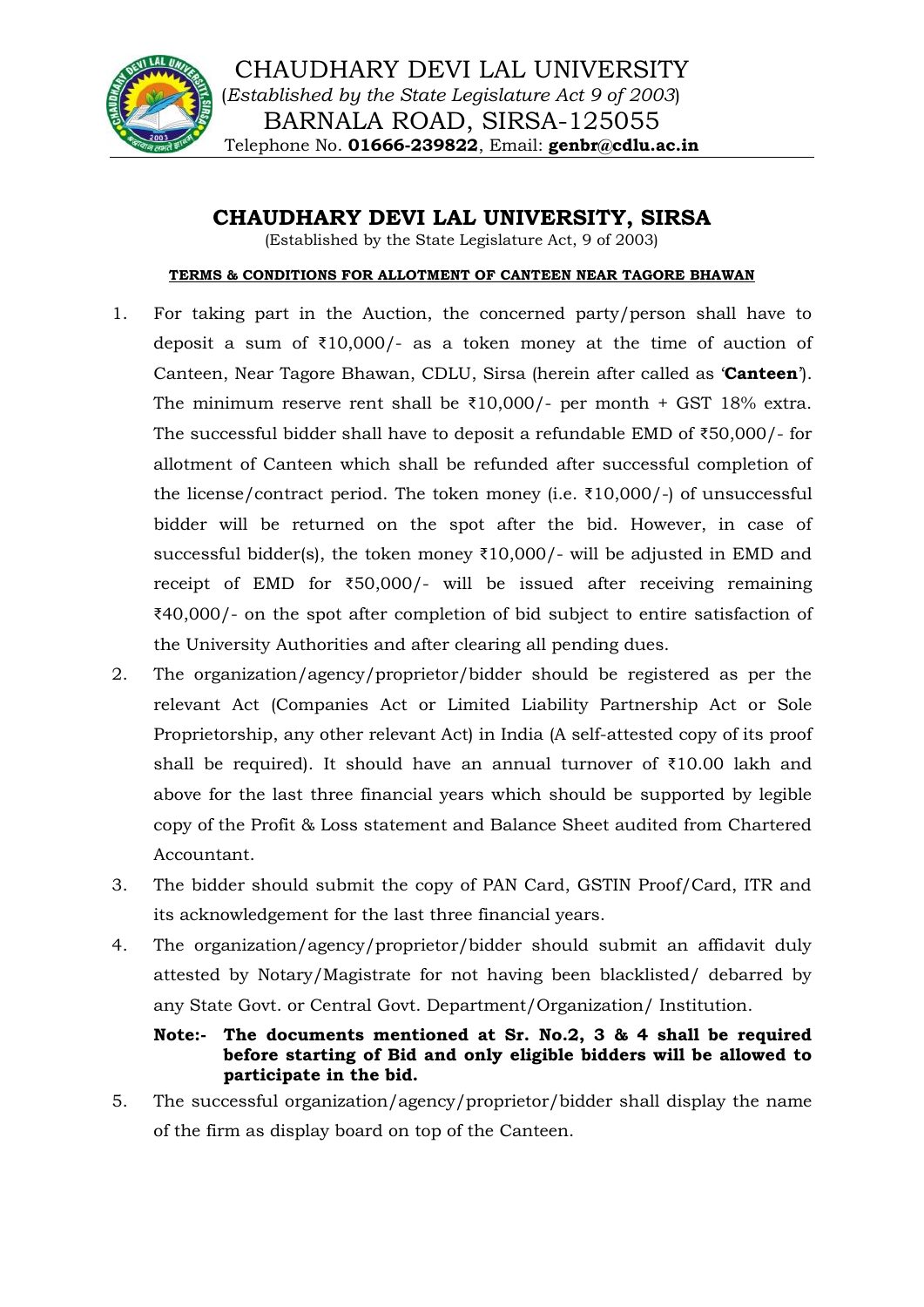CHAUDHARY DEVI LAL UNIVERSITY
(*Established by the State Legislature Act 9 of 2003*)
BARNALA ROAD, SIRSA-125055
Telephone No. **01666-239822**, Email: **genbr@cdlu.ac.in**

## CHAUDHARY DEVI LAL UNIVERSITY, SIRSA

(Established by the State Legislature Act, 9 of 2003)

**TERMS & CONDITIONS FOR ALLOTMENT OF CANTEEN NEAR TAGORE BHAWAN**

1. For taking part in the Auction, the concerned party/person shall have to deposit a sum of ₹10,000/- as a token money at the time of auction of Canteen, Near Tagore Bhawan, CDLU, Sirsa (herein after called as '**Canteen**'). The minimum reserve rent shall be ₹10,000/- per month + GST 18% extra. The successful bidder shall have to deposit a refundable EMD of ₹50,000/- for allotment of Canteen which shall be refunded after successful completion of the license/contract period. The token money (i.e. ₹10,000/-) of unsuccessful bidder will be returned on the spot after the bid. However, in case of successful bidder(s), the token money ₹10,000/- will be adjusted in EMD and receipt of EMD for ₹50,000/- will be issued after receiving remaining ₹40,000/- on the spot after completion of bid subject to entire satisfaction of the University Authorities and after clearing all pending dues.
2. The organization/agency/proprietor/bidder should be registered as per the relevant Act (Companies Act or Limited Liability Partnership Act or Sole Proprietorship, any other relevant Act) in India (A self-attested copy of its proof shall be required). It should have an annual turnover of ₹10.00 lakh and above for the last three financial years which should be supported by legible copy of the Profit & Loss statement and Balance Sheet audited from Chartered Accountant.
3. The bidder should submit the copy of PAN Card, GSTIN Proof/Card, ITR and its acknowledgement for the last three financial years.
4. The organization/agency/proprietor/bidder should submit an affidavit duly attested by Notary/Magistrate for not having been blacklisted/ debarred by any State Govt. or Central Govt. Department/Organization/ Institution.

   **Note:- The documents mentioned at Sr. No.2, 3 & 4 shall be required before starting of Bid and only eligible bidders will be allowed to participate in the bid.**

5. The successful organization/agency/proprietor/bidder shall display the name of the firm as display board on top of the Canteen.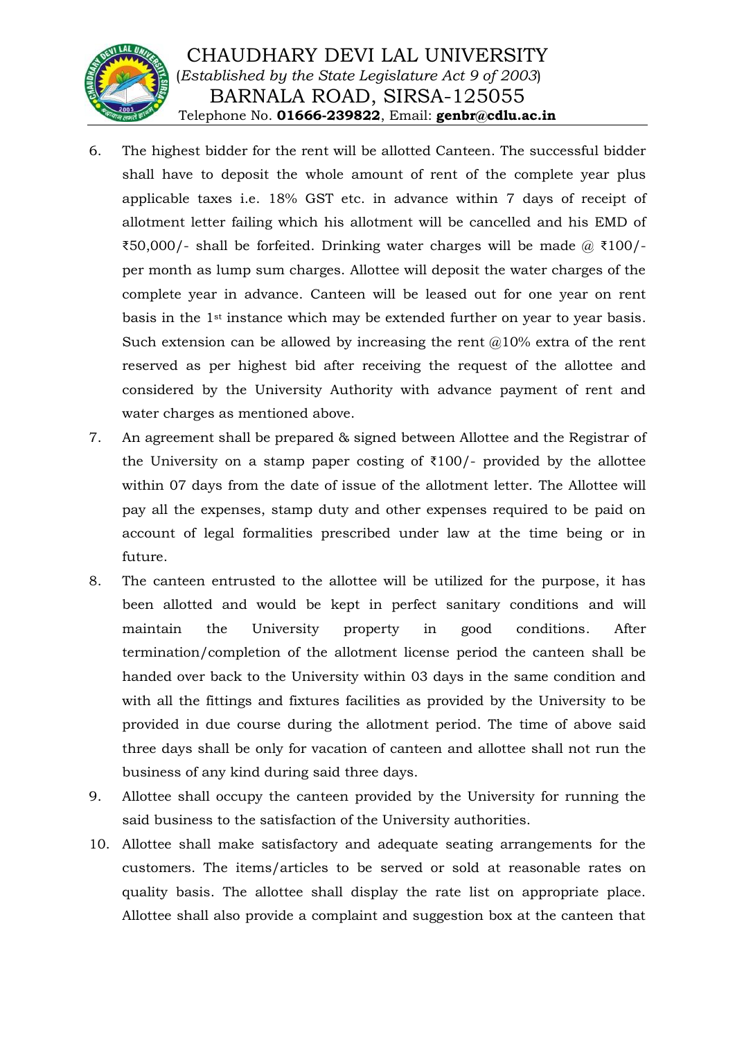6. The highest bidder for the rent will be allotted Canteen. The successful bidder shall have to deposit the whole amount of rent of the complete year plus applicable taxes i.e. 18% GST etc. in advance within 7 days of receipt of allotment letter failing which his allotment will be cancelled and his EMD of ₹50,000/- shall be forfeited. Drinking water charges will be made @ ₹100/- per month as lump sum charges. Allottee will deposit the water charges of the complete year in advance. Canteen will be leased out for one year on rent basis in the 1st instance which may be extended further on year to year basis. Such extension can be allowed by increasing the rent @10% extra of the rent reserved as per highest bid after receiving the request of the allottee and considered by the University Authority with advance payment of rent and water charges as mentioned above.
7. An agreement shall be prepared & signed between Allottee and the Registrar of the University on a stamp paper costing of ₹100/- provided by the allottee within 07 days from the date of issue of the allotment letter. The Allottee will pay all the expenses, stamp duty and other expenses required to be paid on account of legal formalities prescribed under law at the time being or in future.
8. The canteen entrusted to the allottee will be utilized for the purpose, it has been allotted and would be kept in perfect sanitary conditions and will maintain the University property in good conditions. After termination/completion of the allotment license period the canteen shall be handed over back to the University within 03 days in the same condition and with all the fittings and fixtures facilities as provided by the University to be provided in due course during the allotment period. The time of above said three days shall be only for vacation of canteen and allottee shall not run the business of any kind during said three days.
9. Allottee shall occupy the canteen provided by the University for running the said business to the satisfaction of the University authorities.
10. Allottee shall make satisfactory and adequate seating arrangements for the customers. The items/articles to be served or sold at reasonable rates on quality basis. The allottee shall display the rate list on appropriate place. Allottee shall also provide a complaint and suggestion box at the canteen that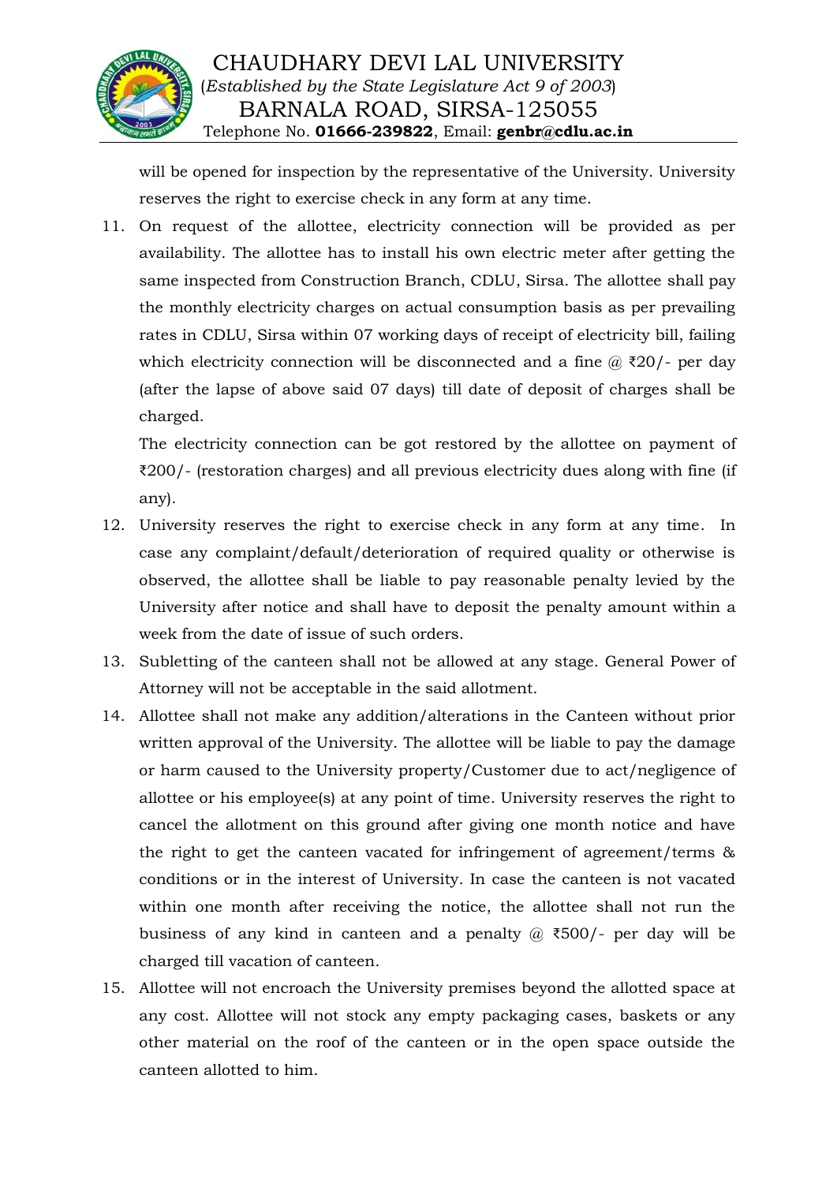will be opened for inspection by the representative of the University. University reserves the right to exercise check in any form at any time.

11. On request of the allottee, electricity connection will be provided as per availability. The allottee has to install his own electric meter after getting the same inspected from Construction Branch, CDLU, Sirsa. The allottee shall pay the monthly electricity charges on actual consumption basis as per prevailing rates in CDLU, Sirsa within 07 working days of receipt of electricity bill, failing which electricity connection will be disconnected and a fine @ ₹20/- per day (after the lapse of above said 07 days) till date of deposit of charges shall be charged.

    The electricity connection can be got restored by the allottee on payment of ₹200/- (restoration charges) and all previous electricity dues along with fine (if any).

12. University reserves the right to exercise check in any form at any time. In case any complaint/default/deterioration of required quality or otherwise is observed, the allottee shall be liable to pay reasonable penalty levied by the University after notice and shall have to deposit the penalty amount within a week from the date of issue of such orders.

13. Subletting of the canteen shall not be allowed at any stage. General Power of Attorney will not be acceptable in the said allotment.

14. Allottee shall not make any addition/alterations in the Canteen without prior written approval of the University. The allottee will be liable to pay the damage or harm caused to the University property/Customer due to act/negligence of allottee or his employee(s) at any point of time. University reserves the right to cancel the allotment on this ground after giving one month notice and have the right to get the canteen vacated for infringement of agreement/terms & conditions or in the interest of University. In case the canteen is not vacated within one month after receiving the notice, the allottee shall not run the business of any kind in canteen and a penalty @ ₹500/- per day will be charged till vacation of canteen.

15. Allottee will not encroach the University premises beyond the allotted space at any cost. Allottee will not stock any empty packaging cases, baskets or any other material on the roof of the canteen or in the open space outside the canteen allotted to him.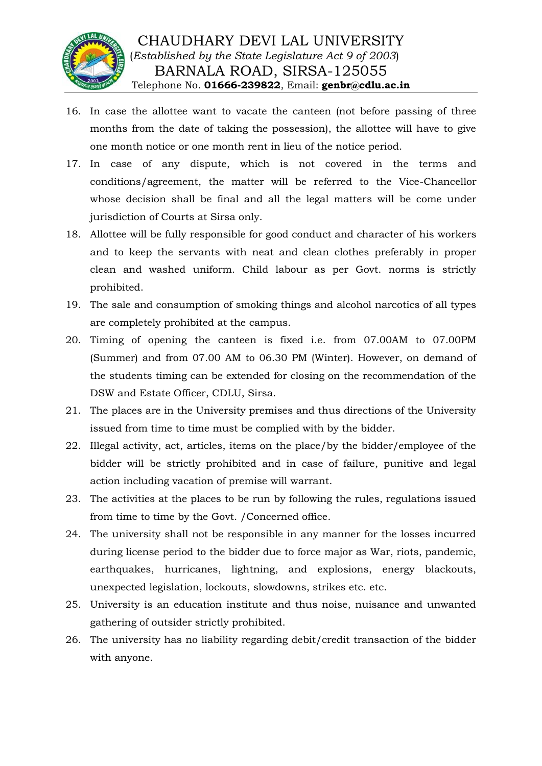16. In case the allottee want to vacate the canteen (not before passing of three months from the date of taking the possession), the allottee will have to give one month notice or one month rent in lieu of the notice period.
17. In case of any dispute, which is not covered in the terms and conditions/agreement, the matter will be referred to the Vice-Chancellor whose decision shall be final and all the legal matters will be come under jurisdiction of Courts at Sirsa only.
18. Allottee will be fully responsible for good conduct and character of his workers and to keep the servants with neat and clean clothes preferably in proper clean and washed uniform. Child labour as per Govt. norms is strictly prohibited.
19. The sale and consumption of smoking things and alcohol narcotics of all types are completely prohibited at the campus.
20. Timing of opening the canteen is fixed i.e. from 07.00AM to 07.00PM (Summer) and from 07.00 AM to 06.30 PM (Winter). However, on demand of the students timing can be extended for closing on the recommendation of the DSW and Estate Officer, CDLU, Sirsa.
21. The places are in the University premises and thus directions of the University issued from time to time must be complied with by the bidder.
22. Illegal activity, act, articles, items on the place/by the bidder/employee of the bidder will be strictly prohibited and in case of failure, punitive and legal action including vacation of premise will warrant.
23. The activities at the places to be run by following the rules, regulations issued from time to time by the Govt. /Concerned office.
24. The university shall not be responsible in any manner for the losses incurred during license period to the bidder due to force major as War, riots, pandemic, earthquakes, hurricanes, lightning, and explosions, energy blackouts, unexpected legislation, lockouts, slowdowns, strikes etc. etc.
25. University is an education institute and thus noise, nuisance and unwanted gathering of outsider strictly prohibited.
26. The university has no liability regarding debit/credit transaction of the bidder with anyone.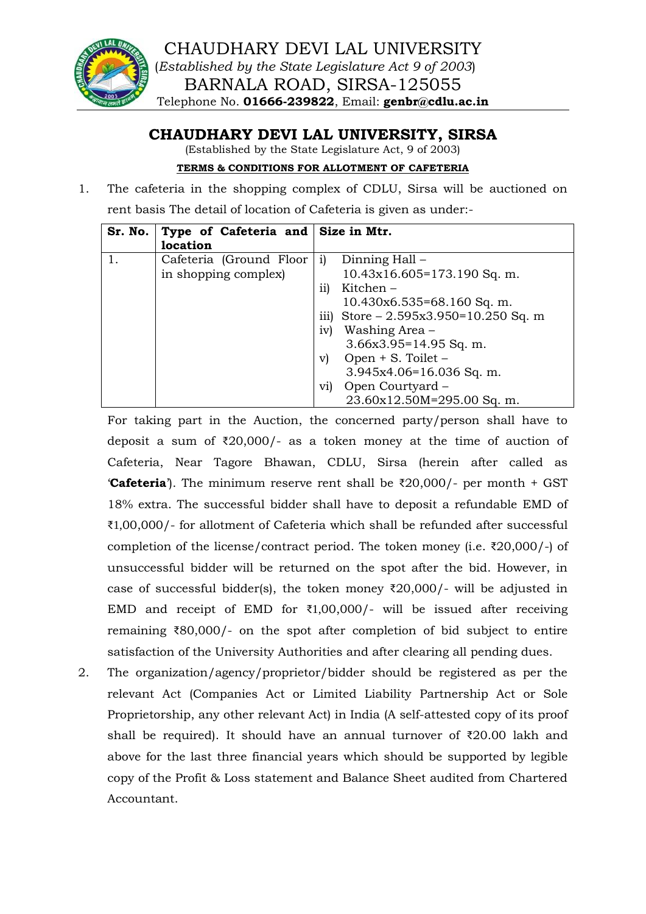CHAUDHARY DEVI LAL UNIVERSITY
(*Established by the State Legislature Act 9 of 2003*)
BARNALA ROAD, SIRSA-125055
Telephone No. **01666-239822**, Email: **genbr@cdlu.ac.in**

## CHAUDHARY DEVI LAL UNIVERSITY, SIRSA

(Established by the State Legislature Act, 9 of 2003)

**TERMS & CONDITIONS FOR ALLOTMENT OF CAFETERIA**

1. The cafeteria in the shopping complex of CDLU, Sirsa will be auctioned on rent basis The detail of location of Cafeteria is given as under:-

| Sr. No. | Type of Cafeteria and location | Size in Mtr. |
|---|---|---|
| 1. | Cafeteria (Ground Floor in shopping complex) | i) Dinning Hall – 10.43x16.605=173.190 Sq. m.<br>ii) Kitchen – 10.430x6.535=68.160 Sq. m.<br>iii) Store – 2.595x3.950=10.250 Sq. m<br>iv) Washing Area – 3.66x3.95=14.95 Sq. m.<br>v) Open + S. Toilet – 3.945x4.06=16.036 Sq. m.<br>vi) Open Courtyard – 23.60x12.50M=295.00 Sq. m. |

For taking part in the Auction, the concerned party/person shall have to deposit a sum of ₹20,000/- as a token money at the time of auction of Cafeteria, Near Tagore Bhawan, CDLU, Sirsa (herein after called as '**Cafeteria**'). The minimum reserve rent shall be ₹20,000/- per month + GST 18% extra. The successful bidder shall have to deposit a refundable EMD of ₹1,00,000/- for allotment of Cafeteria which shall be refunded after successful completion of the license/contract period. The token money (i.e. ₹20,000/-) of unsuccessful bidder will be returned on the spot after the bid. However, in case of successful bidder(s), the token money ₹20,000/- will be adjusted in EMD and receipt of EMD for ₹1,00,000/- will be issued after receiving remaining ₹80,000/- on the spot after completion of bid subject to entire satisfaction of the University Authorities and after clearing all pending dues.

2. The organization/agency/proprietor/bidder should be registered as per the relevant Act (Companies Act or Limited Liability Partnership Act or Sole Proprietorship, any other relevant Act) in India (A self-attested copy of its proof shall be required). It should have an annual turnover of ₹20.00 lakh and above for the last three financial years which should be supported by legible copy of the Profit & Loss statement and Balance Sheet audited from Chartered Accountant.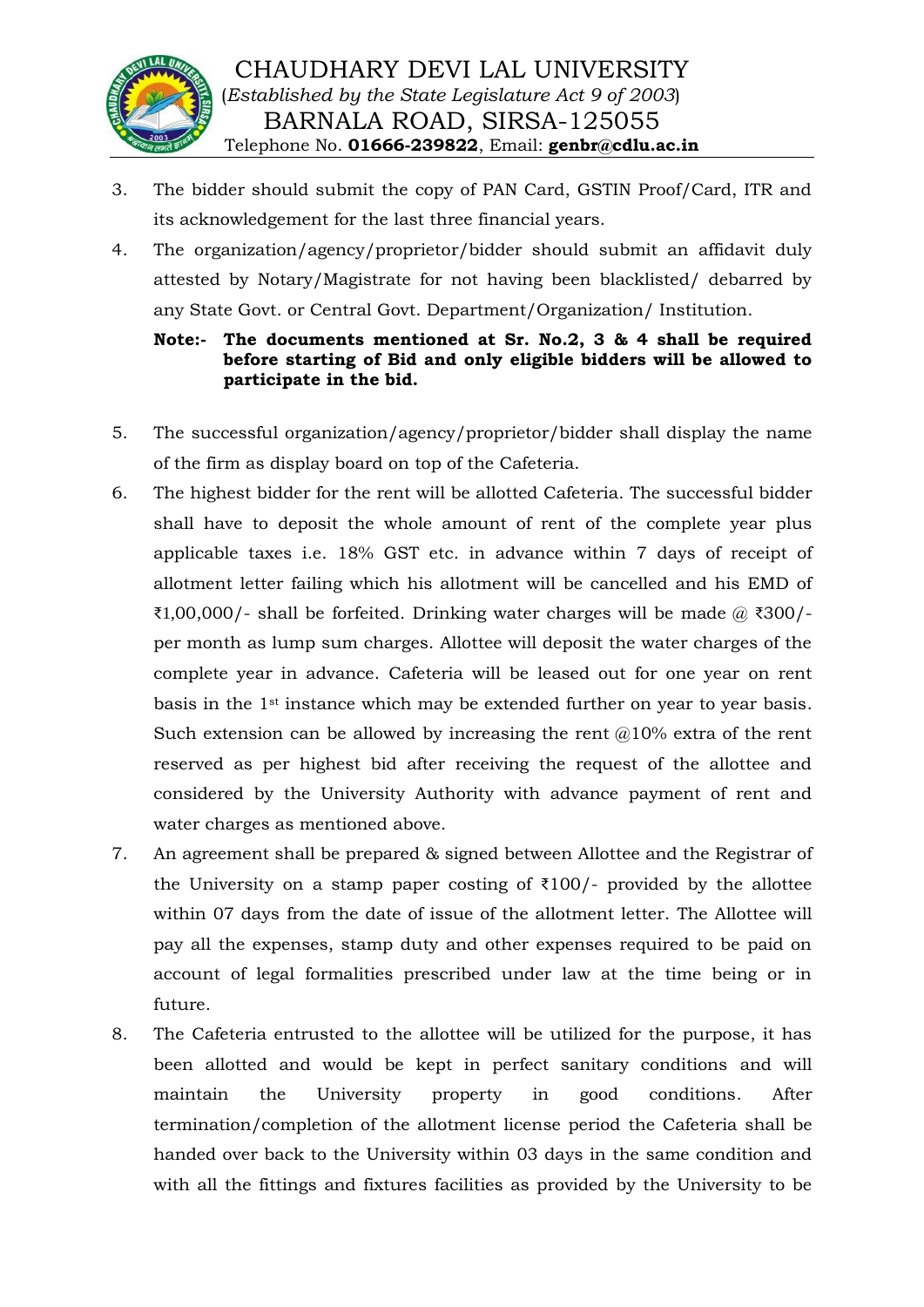3. The bidder should submit the copy of PAN Card, GSTIN Proof/Card, ITR and its acknowledgement for the last three financial years.
4. The organization/agency/proprietor/bidder should submit an affidavit duly attested by Notary/Magistrate for not having been blacklisted/ debarred by any State Govt. or Central Govt. Department/Organization/ Institution.

   **Note:- The documents mentioned at Sr. No.2, 3 & 4 shall be required before starting of Bid and only eligible bidders will be allowed to participate in the bid.**

5. The successful organization/agency/proprietor/bidder shall display the name of the firm as display board on top of the Cafeteria.
6. The highest bidder for the rent will be allotted Cafeteria. The successful bidder shall have to deposit the whole amount of rent of the complete year plus applicable taxes i.e. 18% GST etc. in advance within 7 days of receipt of allotment letter failing which his allotment will be cancelled and his EMD of ₹1,00,000/- shall be forfeited. Drinking water charges will be made @ ₹300/- per month as lump sum charges. Allottee will deposit the water charges of the complete year in advance. Cafeteria will be leased out for one year on rent basis in the 1st instance which may be extended further on year to year basis. Such extension can be allowed by increasing the rent @10% extra of the rent reserved as per highest bid after receiving the request of the allottee and considered by the University Authority with advance payment of rent and water charges as mentioned above.
7. An agreement shall be prepared & signed between Allottee and the Registrar of the University on a stamp paper costing of ₹100/- provided by the allottee within 07 days from the date of issue of the allotment letter. The Allottee will pay all the expenses, stamp duty and other expenses required to be paid on account of legal formalities prescribed under law at the time being or in future.
8. The Cafeteria entrusted to the allottee will be utilized for the purpose, it has been allotted and would be kept in perfect sanitary conditions and will maintain the University property in good conditions. After termination/completion of the allotment license period the Cafeteria shall be handed over back to the University within 03 days in the same condition and with all the fittings and fixtures facilities as provided by the University to be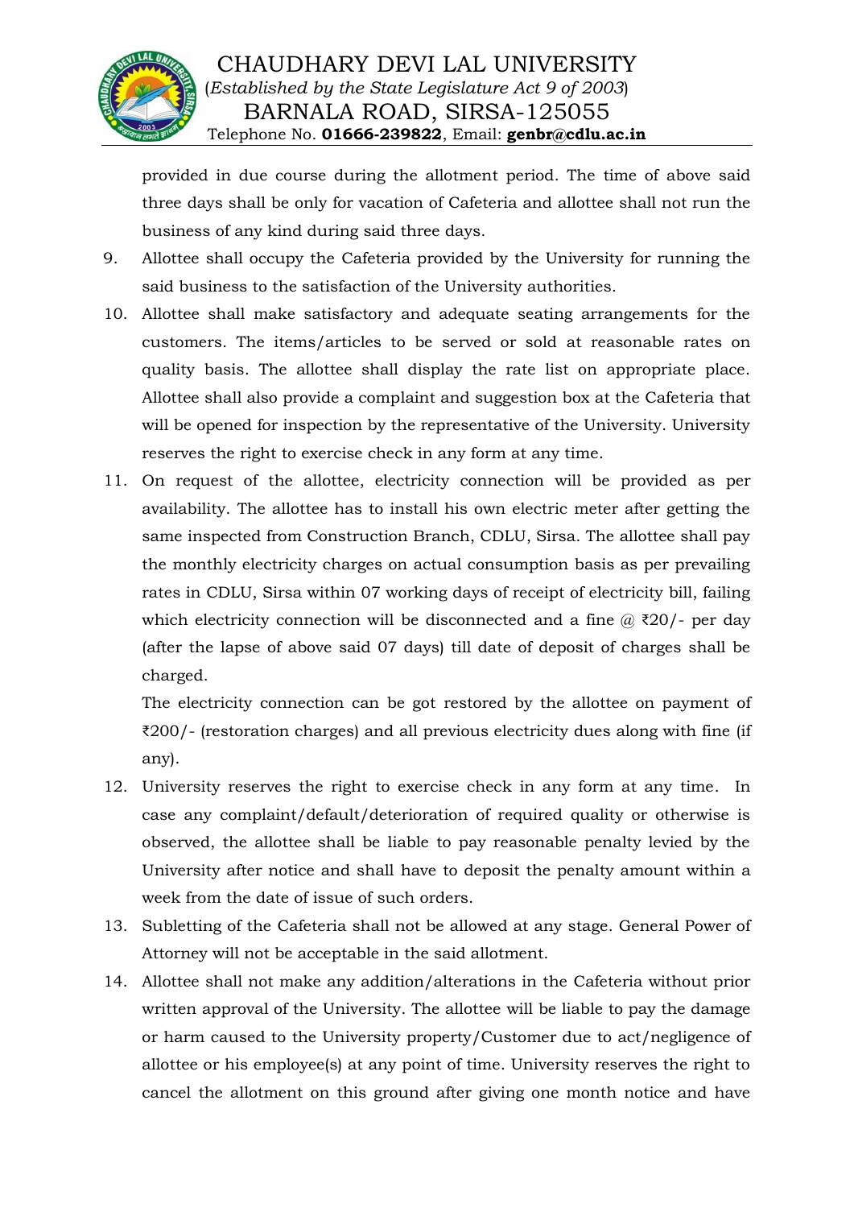provided in due course during the allotment period. The time of above said three days shall be only for vacation of Cafeteria and allottee shall not run the business of any kind during said three days.

9. Allottee shall occupy the Cafeteria provided by the University for running the said business to the satisfaction of the University authorities.
10. Allottee shall make satisfactory and adequate seating arrangements for the customers. The items/articles to be served or sold at reasonable rates on quality basis. The allottee shall display the rate list on appropriate place. Allottee shall also provide a complaint and suggestion box at the Cafeteria that will be opened for inspection by the representative of the University. University reserves the right to exercise check in any form at any time.
11. On request of the allottee, electricity connection will be provided as per availability. The allottee has to install his own electric meter after getting the same inspected from Construction Branch, CDLU, Sirsa. The allottee shall pay the monthly electricity charges on actual consumption basis as per prevailing rates in CDLU, Sirsa within 07 working days of receipt of electricity bill, failing which electricity connection will be disconnected and a fine @ ₹20/- per day (after the lapse of above said 07 days) till date of deposit of charges shall be charged.

    The electricity connection can be got restored by the allottee on payment of ₹200/- (restoration charges) and all previous electricity dues along with fine (if any).
12. University reserves the right to exercise check in any form at any time. In case any complaint/default/deterioration of required quality or otherwise is observed, the allottee shall be liable to pay reasonable penalty levied by the University after notice and shall have to deposit the penalty amount within a week from the date of issue of such orders.
13. Subletting of the Cafeteria shall not be allowed at any stage. General Power of Attorney will not be acceptable in the said allotment.
14. Allottee shall not make any addition/alterations in the Cafeteria without prior written approval of the University. The allottee will be liable to pay the damage or harm caused to the University property/Customer due to act/negligence of allottee or his employee(s) at any point of time. University reserves the right to cancel the allotment on this ground after giving one month notice and have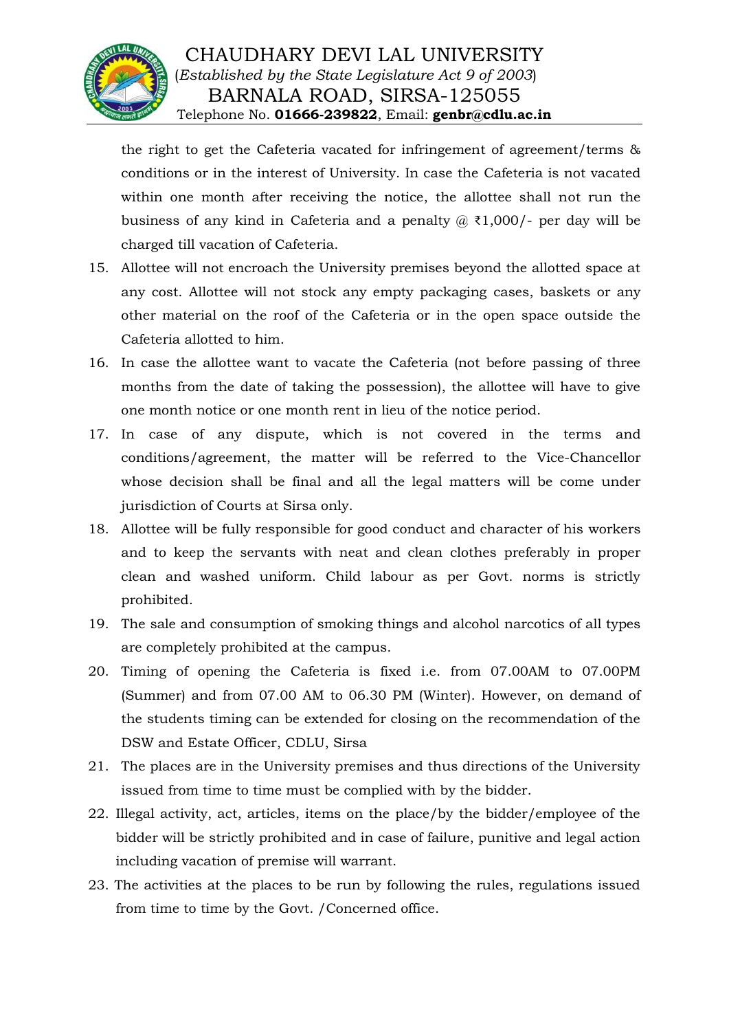the right to get the Cafeteria vacated for infringement of agreement/terms & conditions or in the interest of University. In case the Cafeteria is not vacated within one month after receiving the notice, the allottee shall not run the business of any kind in Cafeteria and a penalty @ ₹1,000/- per day will be charged till vacation of Cafeteria.

15. Allottee will not encroach the University premises beyond the allotted space at any cost. Allottee will not stock any empty packaging cases, baskets or any other material on the roof of the Cafeteria or in the open space outside the Cafeteria allotted to him.
16. In case the allottee want to vacate the Cafeteria (not before passing of three months from the date of taking the possession), the allottee will have to give one month notice or one month rent in lieu of the notice period.
17. In case of any dispute, which is not covered in the terms and conditions/agreement, the matter will be referred to the Vice-Chancellor whose decision shall be final and all the legal matters will be come under jurisdiction of Courts at Sirsa only.
18. Allottee will be fully responsible for good conduct and character of his workers and to keep the servants with neat and clean clothes preferably in proper clean and washed uniform. Child labour as per Govt. norms is strictly prohibited.
19. The sale and consumption of smoking things and alcohol narcotics of all types are completely prohibited at the campus.
20. Timing of opening the Cafeteria is fixed i.e. from 07.00AM to 07.00PM (Summer) and from 07.00 AM to 06.30 PM (Winter). However, on demand of the students timing can be extended for closing on the recommendation of the DSW and Estate Officer, CDLU, Sirsa
21. The places are in the University premises and thus directions of the University issued from time to time must be complied with by the bidder.
22. Illegal activity, act, articles, items on the place/by the bidder/employee of the bidder will be strictly prohibited and in case of failure, punitive and legal action including vacation of premise will warrant.
23. The activities at the places to be run by following the rules, regulations issued from time to time by the Govt. /Concerned office.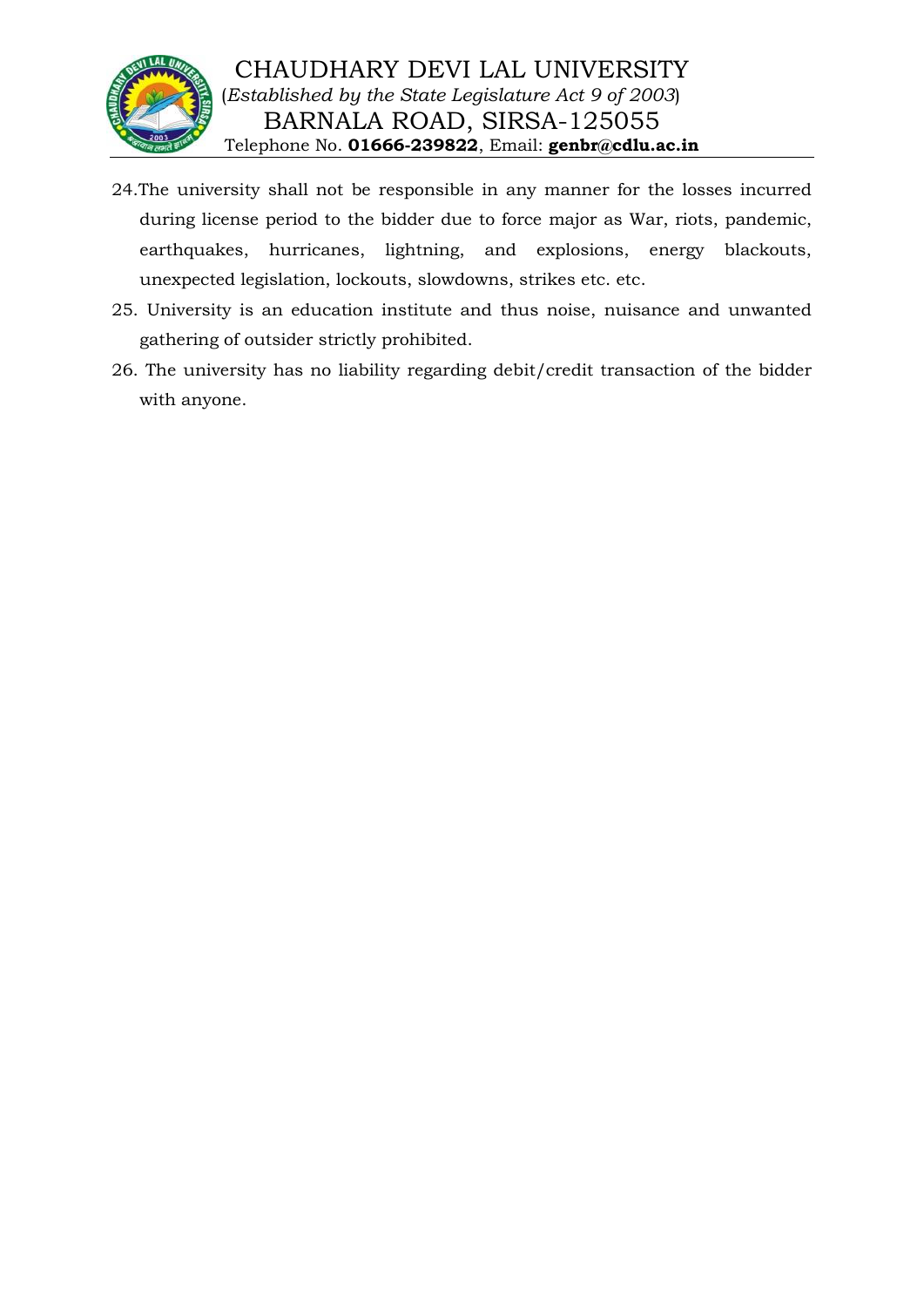24. The university shall not be responsible in any manner for the losses incurred during license period to the bidder due to force major as War, riots, pandemic, earthquakes, hurricanes, lightning, and explosions, energy blackouts, unexpected legislation, lockouts, slowdowns, strikes etc. etc.
25. University is an education institute and thus noise, nuisance and unwanted gathering of outsider strictly prohibited.
26. The university has no liability regarding debit/credit transaction of the bidder with anyone.